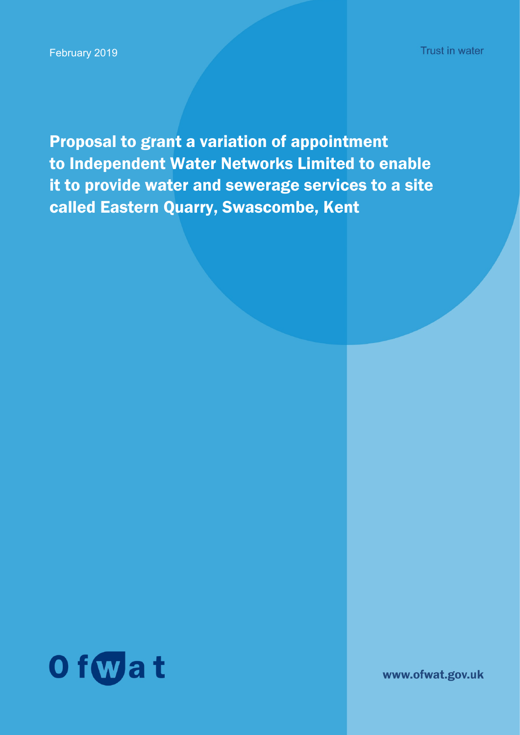February 2019

Trust in water

# Proposal to grant a variation of appointment to Independent Water Networks Limited to enable it to provide water and sewerage services to a site called Eastern Quarry, Swascombe, Kent

Ofwat

www.ofwat.gov.uk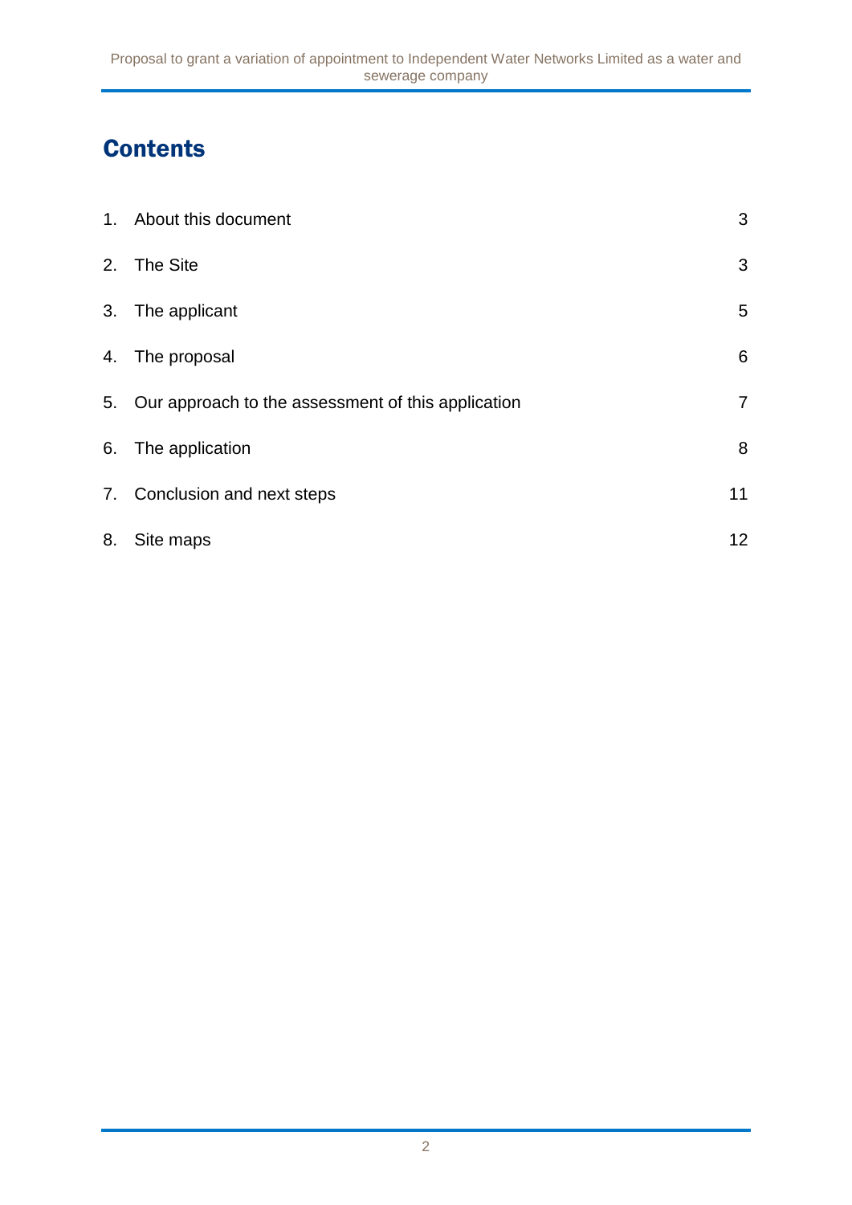# Contents

| | | |
|---|---|---|
| 1. | About this document | 3 |
| 2. | The Site | 3 |
| 3. | The applicant | 5 |
| 4. | The proposal | 6 |
| 5. | Our approach to the assessment of this application | 7 |
| 6. | The application | 8 |
| 7. | Conclusion and next steps | 11 |
| 8. | Site maps | 12 |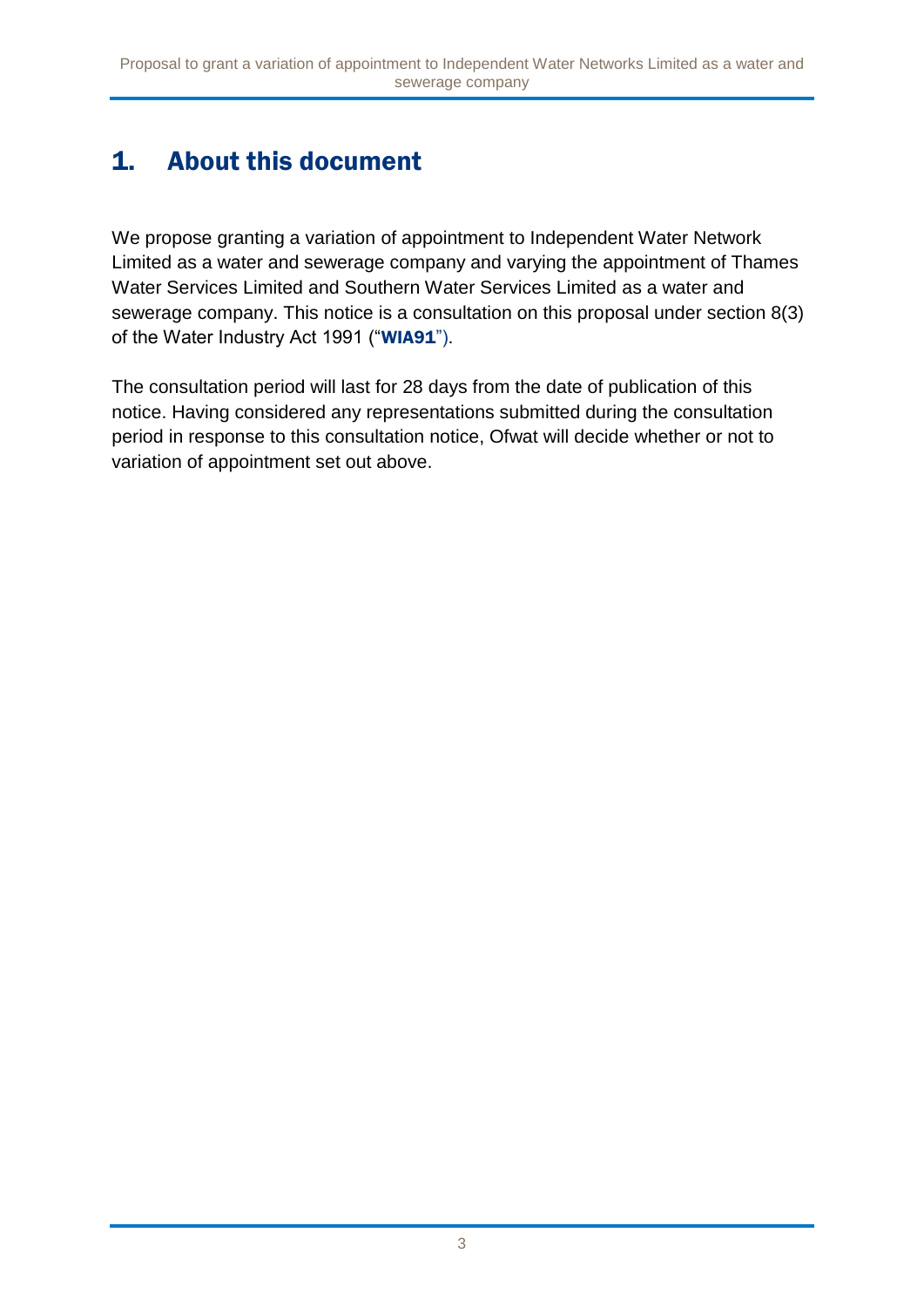# 1. About this document

We propose granting a variation of appointment to Independent Water Network Limited as a water and sewerage company and varying the appointment of Thames Water Services Limited and Southern Water Services Limited as a water and sewerage company. This notice is a consultation on this proposal under section 8(3) of the Water Industry Act 1991 ("**WIA91**").

The consultation period will last for 28 days from the date of publication of this notice. Having considered any representations submitted during the consultation period in response to this consultation notice, Ofwat will decide whether or not to variation of appointment set out above.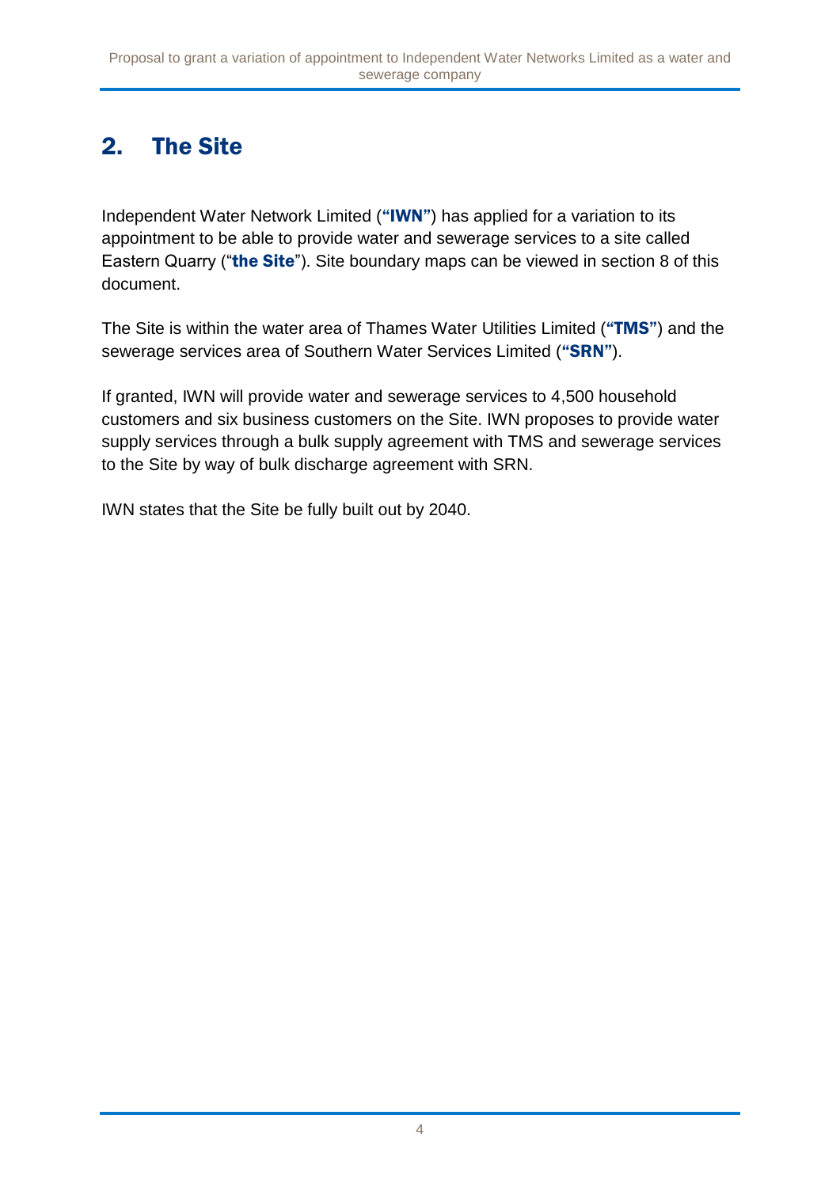## 2. The Site

Independent Water Network Limited (**"IWN"**) has applied for a variation to its appointment to be able to provide water and sewerage services to a site called Eastern Quarry ("**the Site**"). Site boundary maps can be viewed in section 8 of this document.

The Site is within the water area of Thames Water Utilities Limited (**"TMS"**) and the sewerage services area of Southern Water Services Limited (**"SRN"**).

If granted, IWN will provide water and sewerage services to 4,500 household customers and six business customers on the Site. IWN proposes to provide water supply services through a bulk supply agreement with TMS and sewerage services to the Site by way of bulk discharge agreement with SRN.

IWN states that the Site be fully built out by 2040.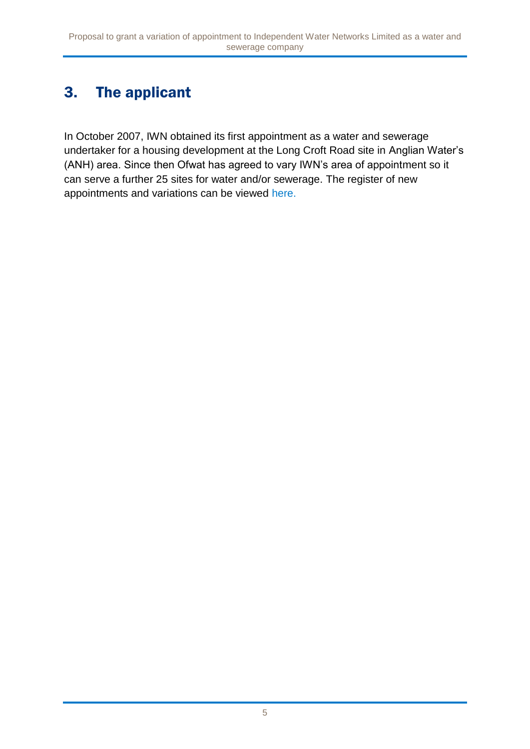## 3. The applicant

In October 2007, IWN obtained its first appointment as a water and sewerage undertaker for a housing development at the Long Croft Road site in Anglian Water's (ANH) area. Since then Ofwat has agreed to vary IWN's area of appointment so it can serve a further 25 sites for water and/or sewerage. The register of new appointments and variations can be viewed here.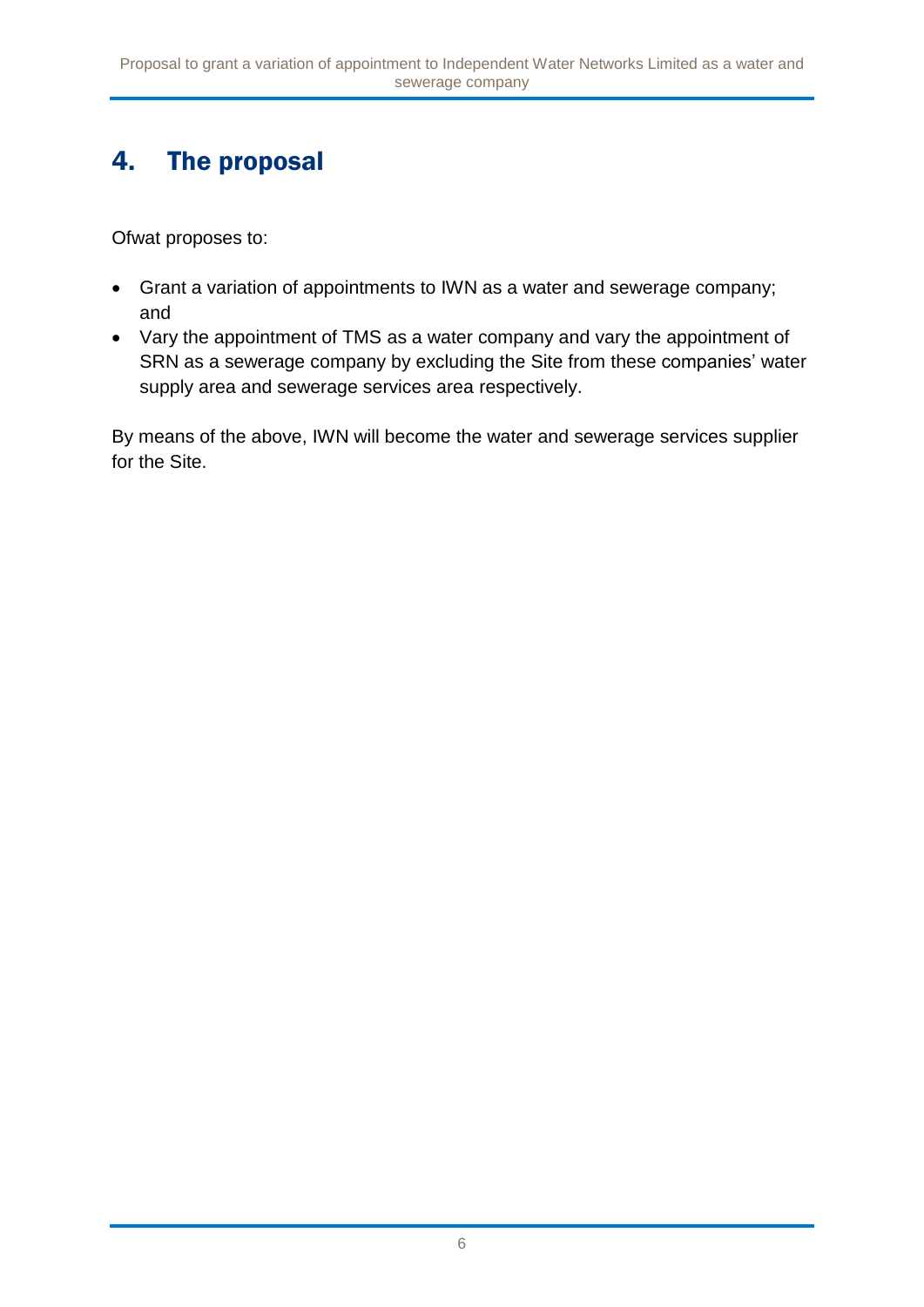# 4. The proposal

Ofwat proposes to:

- Grant a variation of appointments to IWN as a water and sewerage company; and
- Vary the appointment of TMS as a water company and vary the appointment of SRN as a sewerage company by excluding the Site from these companies' water supply area and sewerage services area respectively.

By means of the above, IWN will become the water and sewerage services supplier for the Site.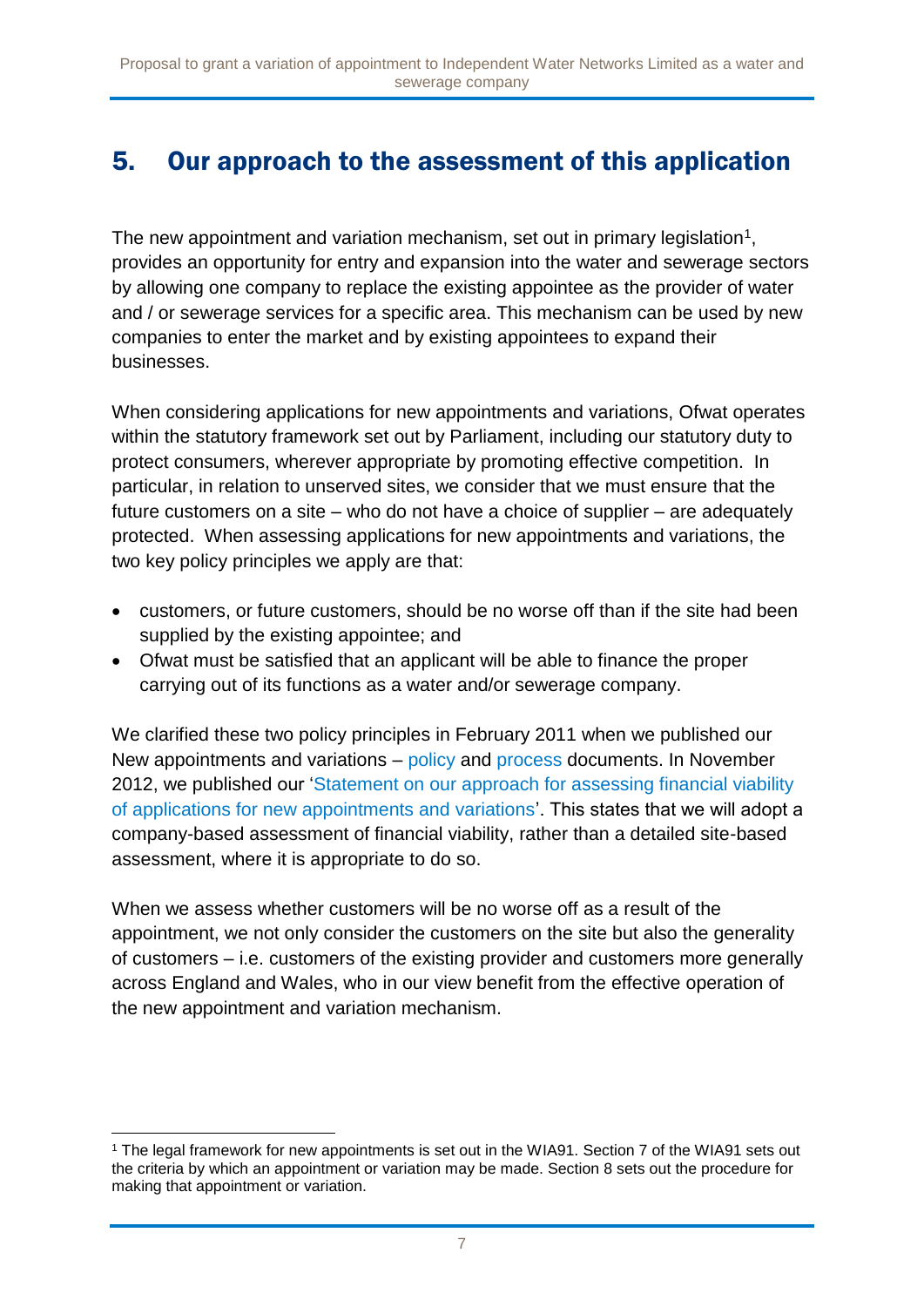## 5. Our approach to the assessment of this application

The new appointment and variation mechanism, set out in primary legislation[1], provides an opportunity for entry and expansion into the water and sewerage sectors by allowing one company to replace the existing appointee as the provider of water and / or sewerage services for a specific area. This mechanism can be used by new companies to enter the market and by existing appointees to expand their businesses.

When considering applications for new appointments and variations, Ofwat operates within the statutory framework set out by Parliament, including our statutory duty to protect consumers, wherever appropriate by promoting effective competition. In particular, in relation to unserved sites, we consider that we must ensure that the future customers on a site – who do not have a choice of supplier – are adequately protected. When assessing applications for new appointments and variations, the two key policy principles we apply are that:

- customers, or future customers, should be no worse off than if the site had been supplied by the existing appointee; and
- Ofwat must be satisfied that an applicant will be able to finance the proper carrying out of its functions as a water and/or sewerage company.

We clarified these two policy principles in February 2011 when we published our New appointments and variations – policy and process documents. In November 2012, we published our 'Statement on our approach for assessing financial viability of applications for new appointments and variations'. This states that we will adopt a company-based assessment of financial viability, rather than a detailed site-based assessment, where it is appropriate to do so.

When we assess whether customers will be no worse off as a result of the appointment, we not only consider the customers on the site but also the generality of customers – i.e. customers of the existing provider and customers more generally across England and Wales, who in our view benefit from the effective operation of the new appointment and variation mechanism.

[1] The legal framework for new appointments is set out in the WIA91. Section 7 of the WIA91 sets out the criteria by which an appointment or variation may be made. Section 8 sets out the procedure for making that appointment or variation.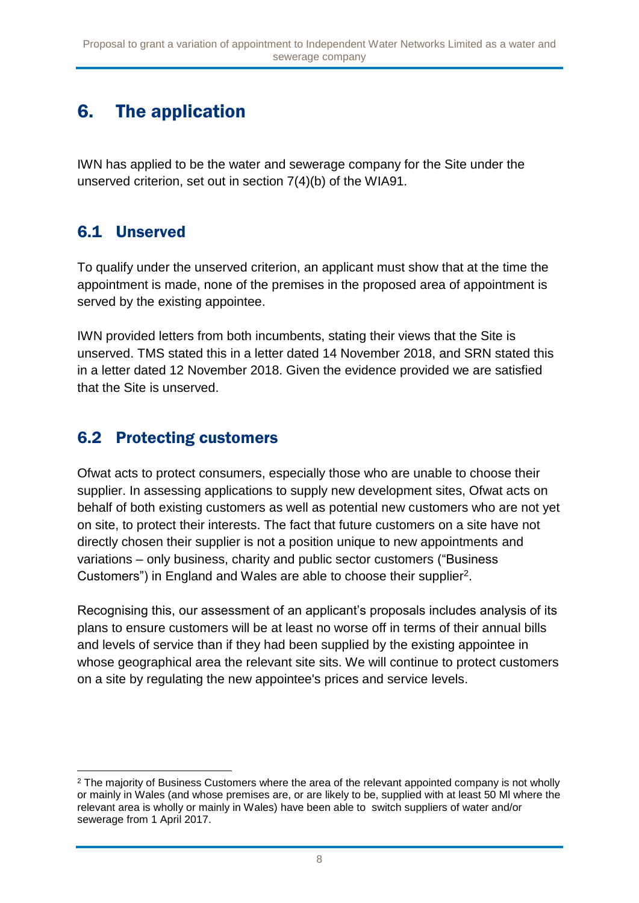## 6. The application

IWN has applied to be the water and sewerage company for the Site under the unserved criterion, set out in section 7(4)(b) of the WIA91.

### 6.1 Unserved

To qualify under the unserved criterion, an applicant must show that at the time the appointment is made, none of the premises in the proposed area of appointment is served by the existing appointee.

IWN provided letters from both incumbents, stating their views that the Site is unserved. TMS stated this in a letter dated 14 November 2018, and SRN stated this in a letter dated 12 November 2018. Given the evidence provided we are satisfied that the Site is unserved.

### 6.2 Protecting customers

Ofwat acts to protect consumers, especially those who are unable to choose their supplier. In assessing applications to supply new development sites, Ofwat acts on behalf of both existing customers as well as potential new customers who are not yet on site, to protect their interests. The fact that future customers on a site have not directly chosen their supplier is not a position unique to new appointments and variations – only business, charity and public sector customers ("Business Customers") in England and Wales are able to choose their supplier[2].

Recognising this, our assessment of an applicant's proposals includes analysis of its plans to ensure customers will be at least no worse off in terms of their annual bills and levels of service than if they had been supplied by the existing appointee in whose geographical area the relevant site sits. We will continue to protect customers on a site by regulating the new appointee's prices and service levels.

[2] The majority of Business Customers where the area of the relevant appointed company is not wholly or mainly in Wales (and whose premises are, or are likely to be, supplied with at least 50 Ml where the relevant area is wholly or mainly in Wales) have been able to switch suppliers of water and/or sewerage from 1 April 2017.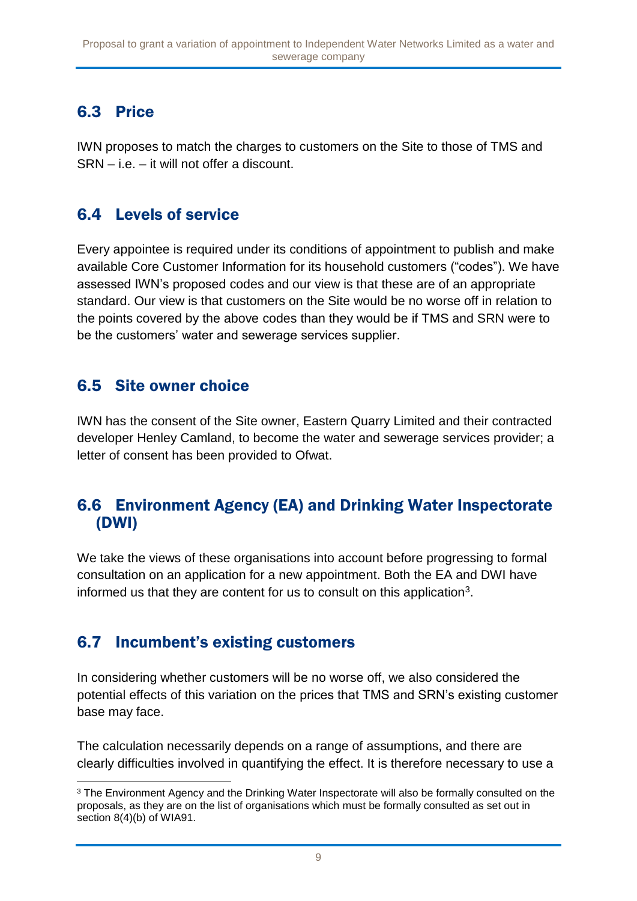## 6.3 Price

IWN proposes to match the charges to customers on the Site to those of TMS and SRN – i.e. – it will not offer a discount.

## 6.4 Levels of service

Every appointee is required under its conditions of appointment to publish and make available Core Customer Information for its household customers ("codes"). We have assessed IWN's proposed codes and our view is that these are of an appropriate standard. Our view is that customers on the Site would be no worse off in relation to the points covered by the above codes than they would be if TMS and SRN were to be the customers' water and sewerage services supplier.

## 6.5 Site owner choice

IWN has the consent of the Site owner, Eastern Quarry Limited and their contracted developer Henley Camland, to become the water and sewerage services provider; a letter of consent has been provided to Ofwat.

## 6.6 Environment Agency (EA) and Drinking Water Inspectorate (DWI)

We take the views of these organisations into account before progressing to formal consultation on an application for a new appointment. Both the EA and DWI have informed us that they are content for us to consult on this application[3].

## 6.7 Incumbent's existing customers

In considering whether customers will be no worse off, we also considered the potential effects of this variation on the prices that TMS and SRN's existing customer base may face.

The calculation necessarily depends on a range of assumptions, and there are clearly difficulties involved in quantifying the effect. It is therefore necessary to use a

[3] The Environment Agency and the Drinking Water Inspectorate will also be formally consulted on the proposals, as they are on the list of organisations which must be formally consulted as set out in section 8(4)(b) of WIA91.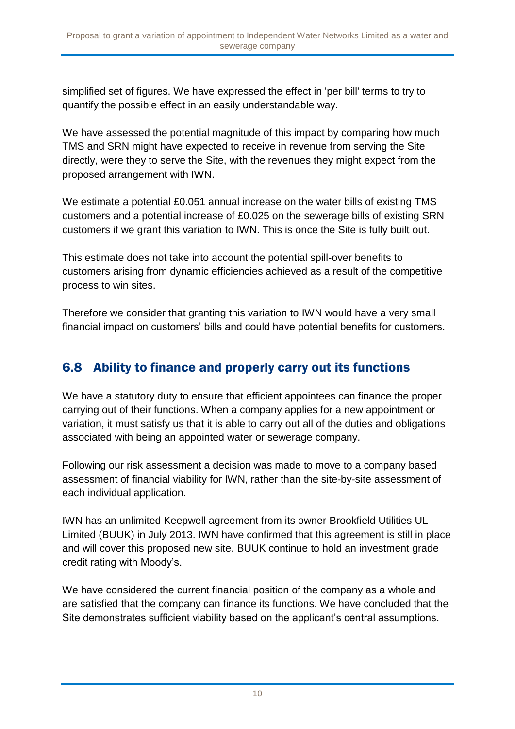simplified set of figures. We have expressed the effect in 'per bill' terms to try to quantify the possible effect in an easily understandable way.

We have assessed the potential magnitude of this impact by comparing how much TMS and SRN might have expected to receive in revenue from serving the Site directly, were they to serve the Site, with the revenues they might expect from the proposed arrangement with IWN.

We estimate a potential £0.051 annual increase on the water bills of existing TMS customers and a potential increase of £0.025 on the sewerage bills of existing SRN customers if we grant this variation to IWN. This is once the Site is fully built out.

This estimate does not take into account the potential spill-over benefits to customers arising from dynamic efficiencies achieved as a result of the competitive process to win sites.

Therefore we consider that granting this variation to IWN would have a very small financial impact on customers' bills and could have potential benefits for customers.

## 6.8 Ability to finance and properly carry out its functions

We have a statutory duty to ensure that efficient appointees can finance the proper carrying out of their functions. When a company applies for a new appointment or variation, it must satisfy us that it is able to carry out all of the duties and obligations associated with being an appointed water or sewerage company.

Following our risk assessment a decision was made to move to a company based assessment of financial viability for IWN, rather than the site-by-site assessment of each individual application.

IWN has an unlimited Keepwell agreement from its owner Brookfield Utilities UL Limited (BUUK) in July 2013. IWN have confirmed that this agreement is still in place and will cover this proposed new site. BUUK continue to hold an investment grade credit rating with Moody's.

We have considered the current financial position of the company as a whole and are satisfied that the company can finance its functions. We have concluded that the Site demonstrates sufficient viability based on the applicant's central assumptions.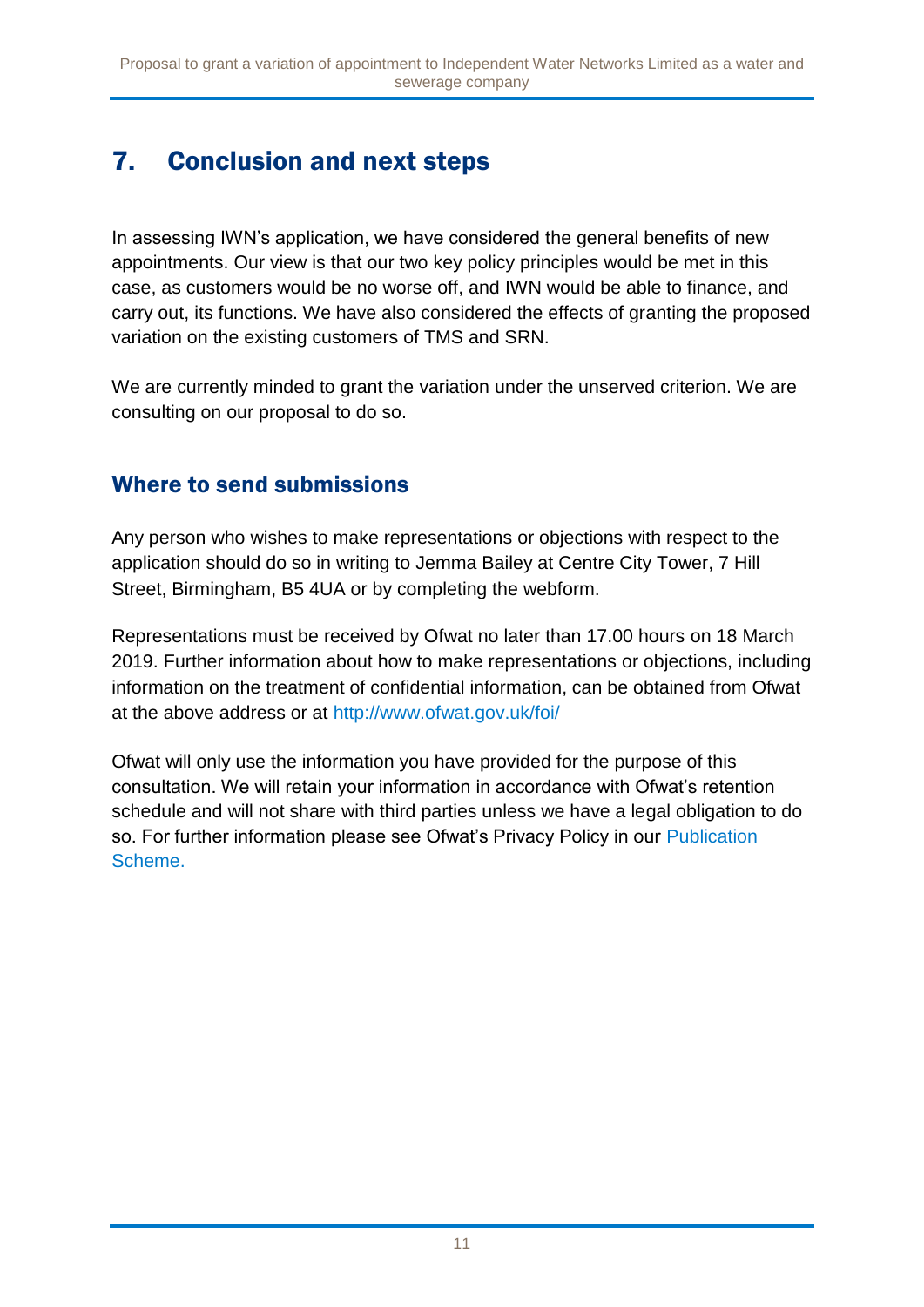# 7. Conclusion and next steps

In assessing IWN's application, we have considered the general benefits of new appointments. Our view is that our two key policy principles would be met in this case, as customers would be no worse off, and IWN would be able to finance, and carry out, its functions. We have also considered the effects of granting the proposed variation on the existing customers of TMS and SRN.

We are currently minded to grant the variation under the unserved criterion. We are consulting on our proposal to do so.

## Where to send submissions

Any person who wishes to make representations or objections with respect to the application should do so in writing to Jemma Bailey at Centre City Tower, 7 Hill Street, Birmingham, B5 4UA or by completing the webform.

Representations must be received by Ofwat no later than 17.00 hours on 18 March 2019. Further information about how to make representations or objections, including information on the treatment of confidential information, can be obtained from Ofwat at the above address or at http://www.ofwat.gov.uk/foi/

Ofwat will only use the information you have provided for the purpose of this consultation. We will retain your information in accordance with Ofwat's retention schedule and will not share with third parties unless we have a legal obligation to do so. For further information please see Ofwat's Privacy Policy in our Publication Scheme.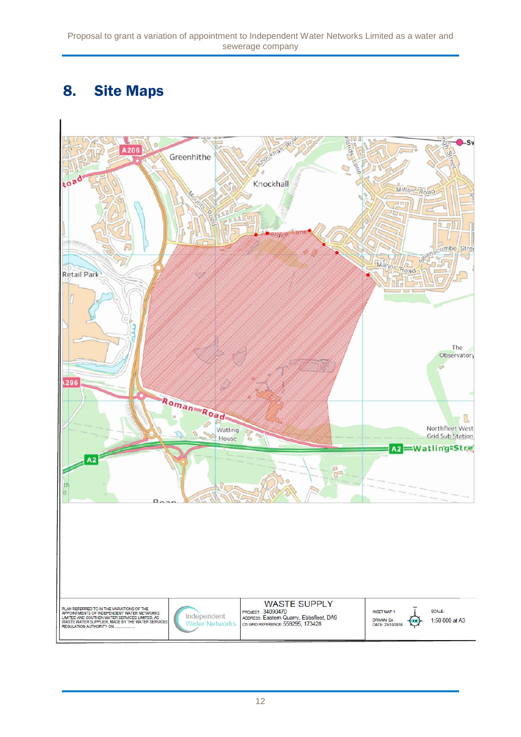# 8. Site Maps

| PLAN REFERRED TO IN THE VARIATIONS OF THE APPOINTMENTS OF INDEPENDENT WATER NETWORKS LIMITED AND SOUTHERN WATER SERVICES LIMITED, AS WASTE WATER SUPPLIER, MADE BY THE WATER SERVICES REGULATION AUTHORITY ON .................. | Independent Water Networks | WASTE SUPPLY<br>PROJECT: 34090470<br>ADDRESS: Eastern Quarry, Ebbsfleet, DA9<br>OS GRID REFERENCE: 559295, 173428 | INSET MAP 1<br>DRAWN: EA<br>DATE: 23/10/2018 | SCALE:<br>1:50 000 at A3 |
|---|---|---|---|---|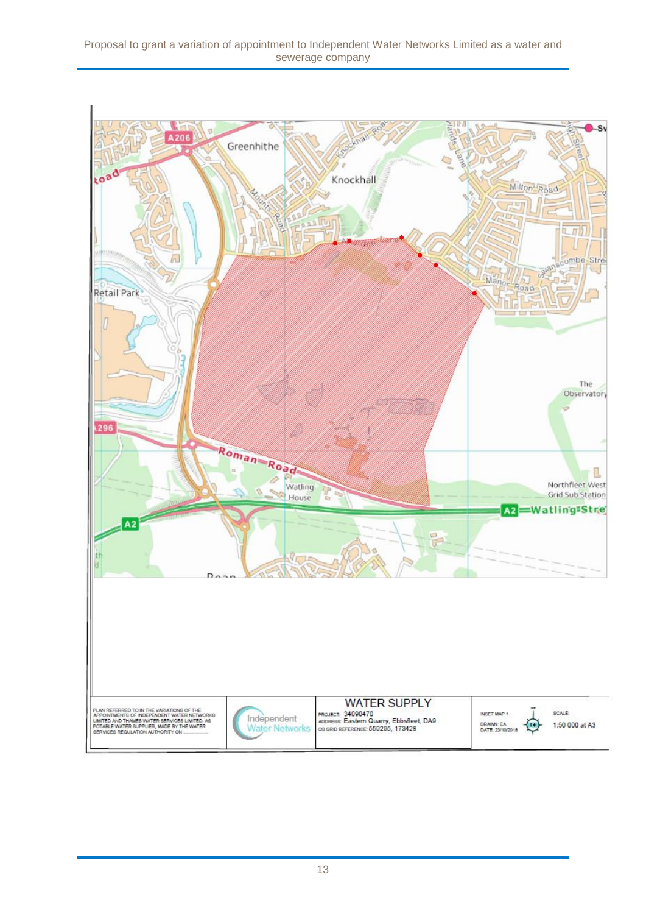PLAN REFERRED TO IN THE VARIATIONS OF THE APPOINTMENTS OF INDEPENDENT WATER NETWORKS LIMITED AND THAMES WATER SERVICES LIMITED, AS POTABLE WATER SUPPLIER, MADE BY THE WATER SERVICES REGULATION AUTHORITY ON ..................

Independent Water Networks

WATER SUPPLY

PROJECT: 34090470
ADDRESS: Eastern Quarry, Ebbsfleet, DA9
OS GRID REFERENCE: 559295, 173428

INSET MAP 1
DRAWN: EA
DATE: 23/10/2018

SCALE: 1:50 000 at A3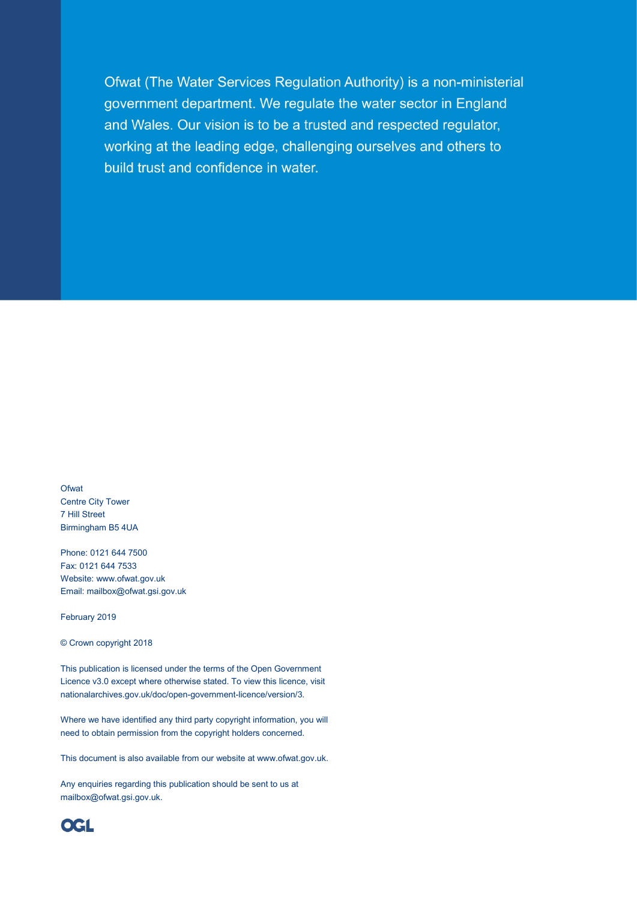Ofwat (The Water Services Regulation Authority) is a non-ministerial government department. We regulate the water sector in England and Wales. Our vision is to be a trusted and respected regulator, working at the leading edge, challenging ourselves and others to build trust and confidence in water.

Ofwat
Centre City Tower
7 Hill Street
Birmingham B5 4UA

Phone: 0121 644 7500
Fax: 0121 644 7533
Website: www.ofwat.gov.uk
Email: mailbox@ofwat.gsi.gov.uk

February 2019

© Crown copyright 2018

This publication is licensed under the terms of the Open Government Licence v3.0 except where otherwise stated. To view this licence, visit nationalarchives.gov.uk/doc/open-government-licence/version/3.

Where we have identified any third party copyright information, you will need to obtain permission from the copyright holders concerned.

This document is also available from our website at www.ofwat.gov.uk.

Any enquiries regarding this publication should be sent to us at mailbox@ofwat.gsi.gov.uk.

OGL